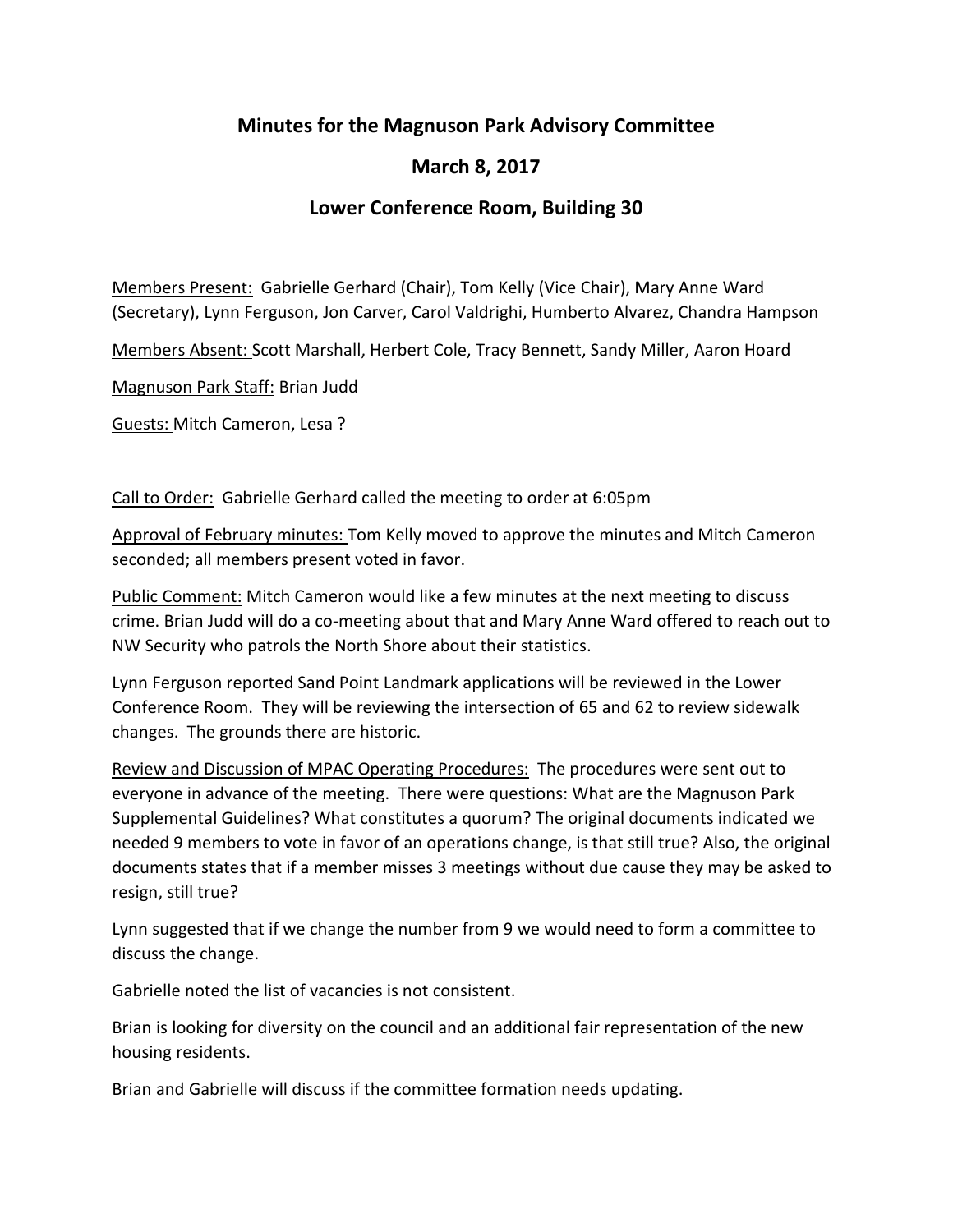# Minutes for the Magnuson Park Advisory Committee

## March 8, 2017

## Lower Conference Room, Building 30

Members Present: Gabrielle Gerhard (Chair), Tom Kelly (Vice Chair), Mary Anne Ward (Secretary), Lynn Ferguson, Jon Carver, Carol Valdrighi, Humberto Alvarez, Chandra Hampson

Members Absent: Scott Marshall, Herbert Cole, Tracy Bennett, Sandy Miller, Aaron Hoard

Magnuson Park Staff: Brian Judd

Guests: Mitch Cameron, Lesa ?

Call to Order: Gabrielle Gerhard called the meeting to order at 6:05pm

Approval of February minutes: Tom Kelly moved to approve the minutes and Mitch Cameron seconded; all members present voted in favor.

Public Comment: Mitch Cameron would like a few minutes at the next meeting to discuss crime. Brian Judd will do a co-meeting about that and Mary Anne Ward offered to reach out to NW Security who patrols the North Shore about their statistics.

Lynn Ferguson reported Sand Point Landmark applications will be reviewed in the Lower Conference Room. They will be reviewing the intersection of 65 and 62 to review sidewalk changes. The grounds there are historic.

Review and Discussion of MPAC Operating Procedures: The procedures were sent out to everyone in advance of the meeting. There were questions: What are the Magnuson Park Supplemental Guidelines? What constitutes a quorum? The original documents indicated we needed 9 members to vote in favor of an operations change, is that still true? Also, the original documents states that if a member misses 3 meetings without due cause they may be asked to resign, still true?

Lynn suggested that if we change the number from 9 we would need to form a committee to discuss the change.

Gabrielle noted the list of vacancies is not consistent.

Brian is looking for diversity on the council and an additional fair representation of the new housing residents.

Brian and Gabrielle will discuss if the committee formation needs updating.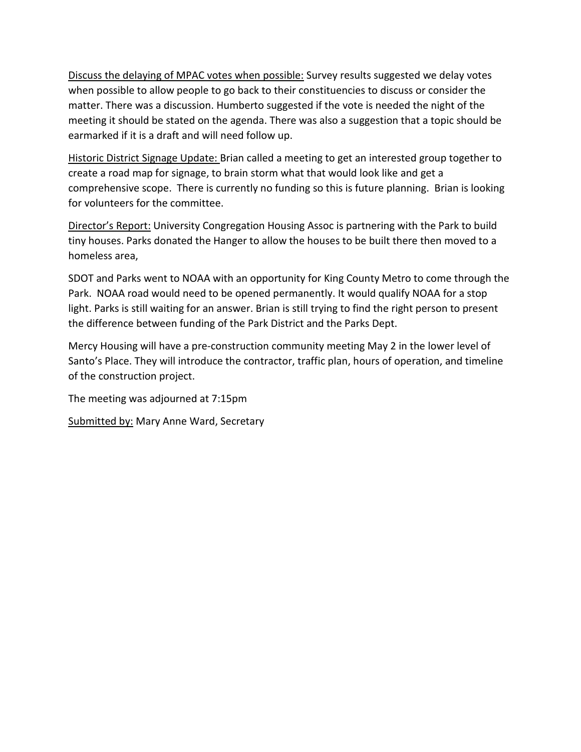Discuss the delaying of MPAC votes when possible: Survey results suggested we delay votes when possible to allow people to go back to their constituencies to discuss or consider the matter. There was a discussion. Humberto suggested if the vote is needed the night of the meeting it should be stated on the agenda. There was also a suggestion that a topic should be earmarked if it is a draft and will need follow up.

Historic District Signage Update: Brian called a meeting to get an interested group together to create a road map for signage, to brain storm what that would look like and get a comprehensive scope. There is currently no funding so this is future planning. Brian is looking for volunteers for the committee.

Director's Report: University Congregation Housing Assoc is partnering with the Park to build tiny houses. Parks donated the Hanger to allow the houses to be built there then moved to a homeless area,

SDOT and Parks went to NOAA with an opportunity for King County Metro to come through the Park. NOAA road would need to be opened permanently. It would qualify NOAA for a stop light. Parks is still waiting for an answer. Brian is still trying to find the right person to present the difference between funding of the Park District and the Parks Dept.

Mercy Housing will have a pre-construction community meeting May 2 in the lower level of Santo's Place. They will introduce the contractor, traffic plan, hours of operation, and timeline of the construction project.

The meeting was adjourned at 7:15pm

Submitted by: Mary Anne Ward, Secretary